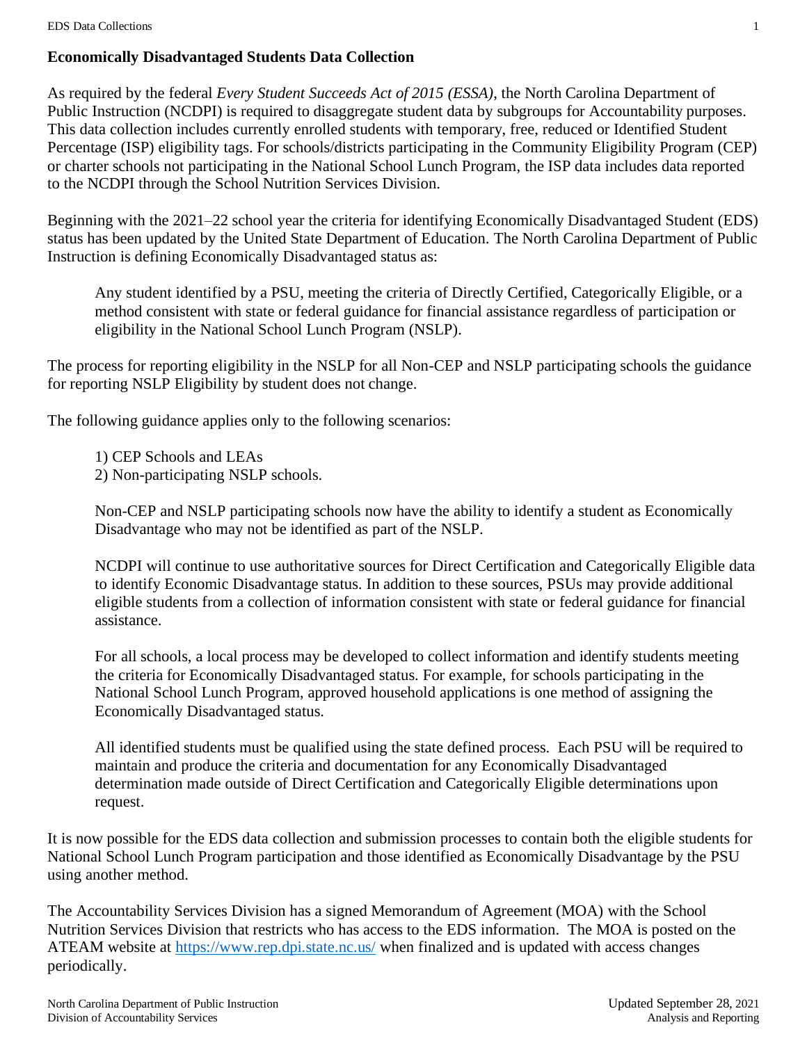## Economically Disadvantaged Students Data Collection

As required by the federal *Every Student Succeeds Act of 2015 (ESSA)*, the North Carolina Department of Public Instruction (NCDPI) is required to disaggregate student data by subgroups for Accountability purposes. This data collection includes currently enrolled students with temporary, free, reduced or Identified Student Percentage (ISP) eligibility tags. For schools/districts participating in the Community Eligibility Program (CEP) or charter schools not participating in the National School Lunch Program, the ISP data includes data reported to the NCDPI through the School Nutrition Services Division.

Beginning with the 2021–22 school year the criteria for identifying Economically Disadvantaged Student (EDS) status has been updated by the United State Department of Education. The North Carolina Department of Public Instruction is defining Economically Disadvantaged status as:

> Any student identified by a PSU, meeting the criteria of Directly Certified, Categorically Eligible, or a method consistent with state or federal guidance for financial assistance regardless of participation or eligibility in the National School Lunch Program (NSLP).

The process for reporting eligibility in the NSLP for all Non-CEP and NSLP participating schools the guidance for reporting NSLP Eligibility by student does not change.

The following guidance applies only to the following scenarios:

> 1) CEP Schools and LEAs
> 2) Non-participating NSLP schools.
>
> Non-CEP and NSLP participating schools now have the ability to identify a student as Economically Disadvantage who may not be identified as part of the NSLP.
>
> NCDPI will continue to use authoritative sources for Direct Certification and Categorically Eligible data to identify Economic Disadvantage status. In addition to these sources, PSUs may provide additional eligible students from a collection of information consistent with state or federal guidance for financial assistance.
>
> For all schools, a local process may be developed to collect information and identify students meeting the criteria for Economically Disadvantaged status. For example, for schools participating in the National School Lunch Program, approved household applications is one method of assigning the Economically Disadvantaged status.
>
> All identified students must be qualified using the state defined process. Each PSU will be required to maintain and produce the criteria and documentation for any Economically Disadvantaged determination made outside of Direct Certification and Categorically Eligible determinations upon request.

It is now possible for the EDS data collection and submission processes to contain both the eligible students for National School Lunch Program participation and those identified as Economically Disadvantage by the PSU using another method.

The Accountability Services Division has a signed Memorandum of Agreement (MOA) with the School Nutrition Services Division that restricts who has access to the EDS information. The MOA is posted on the ATEAM website at [https://www.rep.dpi.state.nc.us/](https://www.rep.dpi.state.nc.us/) when finalized and is updated with access changes periodically.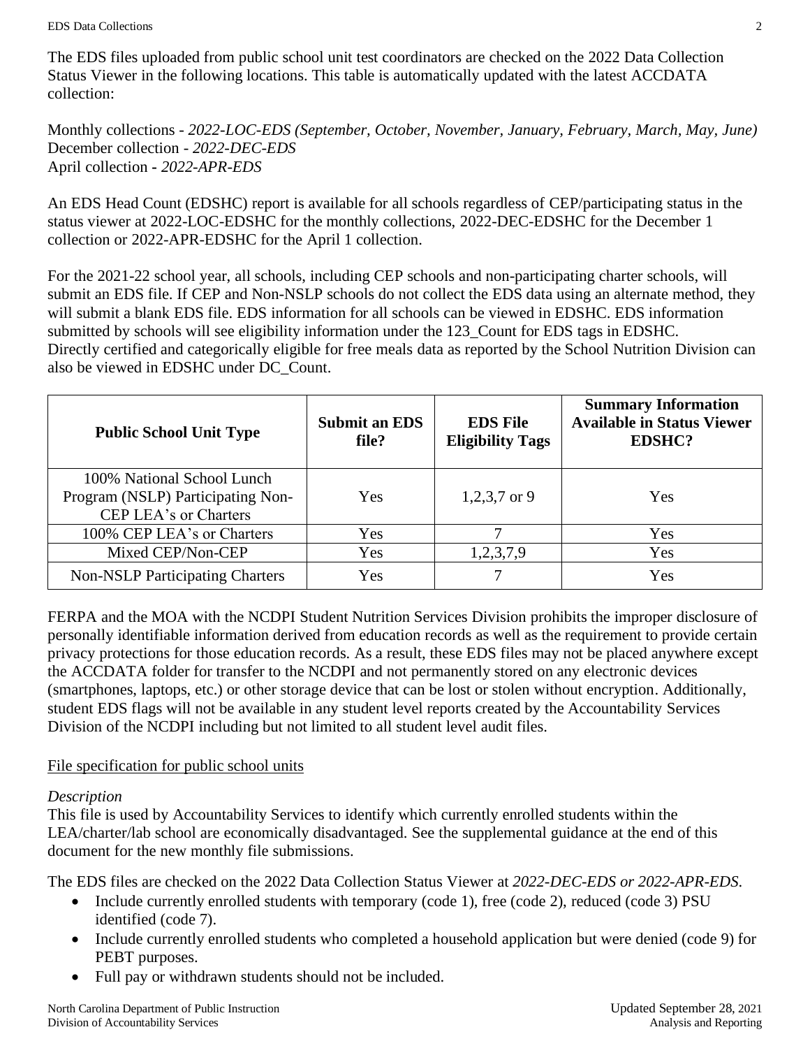The EDS files uploaded from public school unit test coordinators are checked on the 2022 Data Collection Status Viewer in the following locations. This table is automatically updated with the latest ACCDATA collection:

Monthly collections - *2022-LOC-EDS (September, October, November, January, February, March, May, June)*
December collection - *2022-DEC-EDS*
April collection - *2022-APR-EDS*

An EDS Head Count (EDSHC) report is available for all schools regardless of CEP/participating status in the status viewer at 2022-LOC-EDSHC for the monthly collections, 2022-DEC-EDSHC for the December 1 collection or 2022-APR-EDSHC for the April 1 collection.

For the 2021-22 school year, all schools, including CEP schools and non-participating charter schools, will submit an EDS file. If CEP and Non-NSLP schools do not collect the EDS data using an alternate method, they will submit a blank EDS file. EDS information for all schools can be viewed in EDSHC. EDS information submitted by schools will see eligibility information under the 123_Count for EDS tags in EDSHC. Directly certified and categorically eligible for free meals data as reported by the School Nutrition Division can also be viewed in EDSHC under DC_Count.

| Public School Unit Type | Submit an EDS file? | EDS File Eligibility Tags | Summary Information Available in Status Viewer EDSHC? |
|---|---|---|---|
| 100% National School Lunch Program (NSLP) Participating Non-CEP LEA's or Charters | Yes | 1,2,3,7 or 9 | Yes |
| 100% CEP LEA's or Charters | Yes | 7 | Yes |
| Mixed CEP/Non-CEP | Yes | 1,2,3,7,9 | Yes |
| Non-NSLP Participating Charters | Yes | 7 | Yes |

FERPA and the MOA with the NCDPI Student Nutrition Services Division prohibits the improper disclosure of personally identifiable information derived from education records as well as the requirement to provide certain privacy protections for those education records. As a result, these EDS files may not be placed anywhere except the ACCDATA folder for transfer to the NCDPI and not permanently stored on any electronic devices (smartphones, laptops, etc.) or other storage device that can be lost or stolen without encryption. Additionally, student EDS flags will not be available in any student level reports created by the Accountability Services Division of the NCDPI including but not limited to all student level audit files.

<u>File specification for public school units</u>

*Description*
This file is used by Accountability Services to identify which currently enrolled students within the LEA/charter/lab school are economically disadvantaged. See the supplemental guidance at the end of this document for the new monthly file submissions.

The EDS files are checked on the 2022 Data Collection Status Viewer at *2022-DEC-EDS or 2022-APR-EDS*.

- Include currently enrolled students with temporary (code 1), free (code 2), reduced (code 3) PSU identified (code 7).
- Include currently enrolled students who completed a household application but were denied (code 9) for PEBT purposes.
- Full pay or withdrawn students should not be included.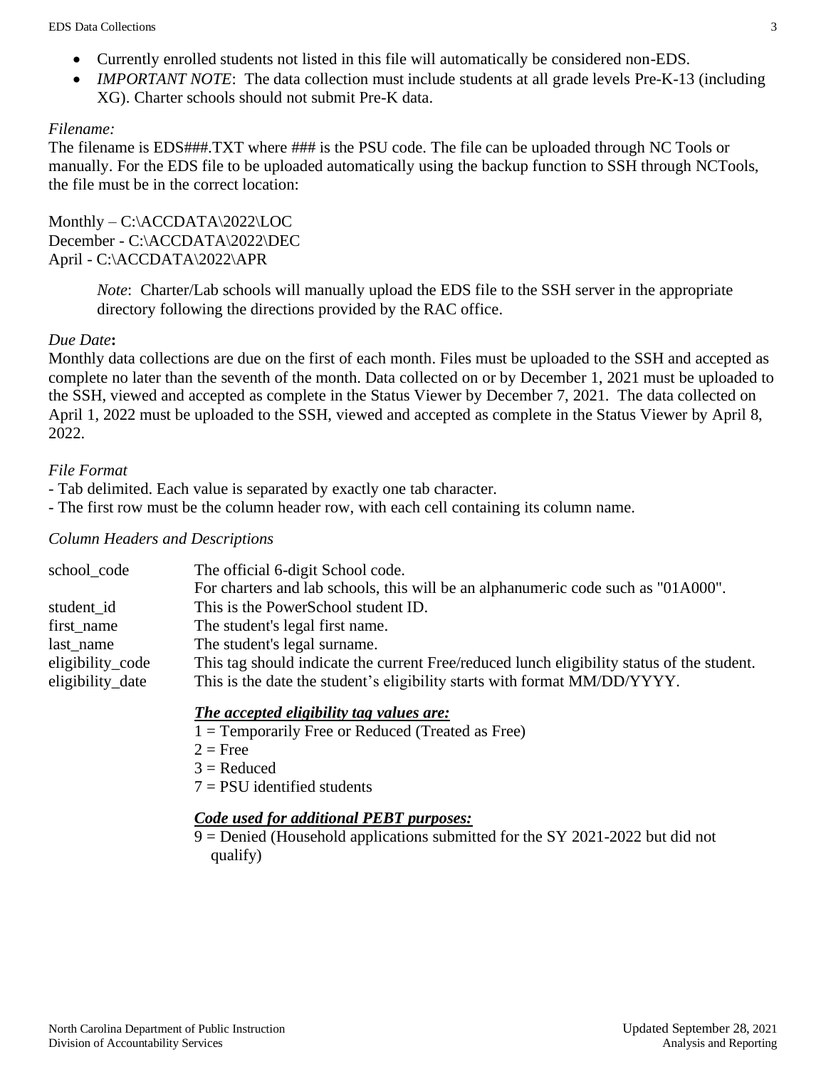- Currently enrolled students not listed in this file will automatically be considered non-EDS.
- *IMPORTANT NOTE*: The data collection must include students at all grade levels Pre-K-13 (including XG). Charter schools should not submit Pre-K data.

*Filename:*

The filename is EDS###.TXT where ### is the PSU code. The file can be uploaded through NC Tools or manually. For the EDS file to be uploaded automatically using the backup function to SSH through NCTools, the file must be in the correct location:

Monthly – C:\ACCDATA\2022\LOC
December - C:\ACCDATA\2022\DEC
April - C:\ACCDATA\2022\APR

> *Note*: Charter/Lab schools will manually upload the EDS file to the SSH server in the appropriate directory following the directions provided by the RAC office.

*Due Date***:**

Monthly data collections are due on the first of each month. Files must be uploaded to the SSH and accepted as complete no later than the seventh of the month. Data collected on or by December 1, 2021 must be uploaded to the SSH, viewed and accepted as complete in the Status Viewer by December 7, 2021. The data collected on April 1, 2022 must be uploaded to the SSH, viewed and accepted as complete in the Status Viewer by April 8, 2022.

*File Format*

- Tab delimited. Each value is separated by exactly one tab character.
- The first row must be the column header row, with each cell containing its column name.

*Column Headers and Descriptions*

| | |
|---|---|
| school_code | The official 6-digit School code. For charters and lab schools, this will be an alphanumeric code such as "01A000". |
| student_id | This is the PowerSchool student ID. |
| first_name | The student's legal first name. |
| last_name | The student's legal surname. |
| eligibility_code | This tag should indicate the current Free/reduced lunch eligibility status of the student. |
| eligibility_date | This is the date the student's eligibility starts with format MM/DD/YYYY. |

***The accepted eligibility tag values are:***

1 = Temporarily Free or Reduced (Treated as Free)
2 = Free
3 = Reduced
7 = PSU identified students

***Code used for additional PEBT purposes:***

9 = Denied (Household applications submitted for the SY 2021-2022 but did not qualify)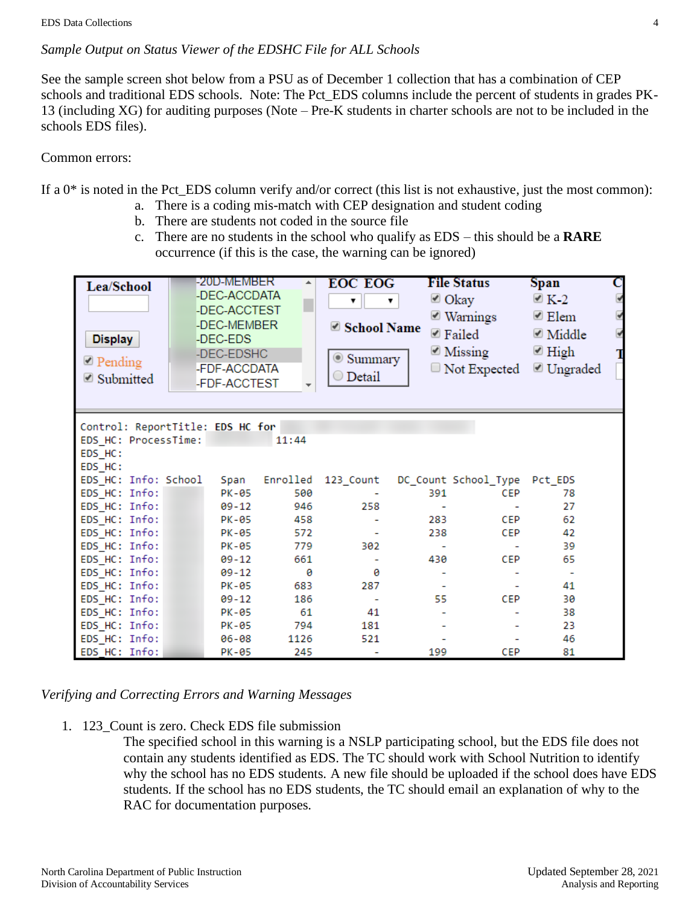*Sample Output on Status Viewer of the EDSHC File for ALL Schools*

See the sample screen shot below from a PSU as of December 1 collection that has a combination of CEP schools and traditional EDS schools. Note: The Pct_EDS columns include the percent of students in grades PK-13 (including XG) for auditing purposes (Note – Pre-K students in charter schools are not to be included in the schools EDS files).

Common errors:

If a 0* is noted in the Pct_EDS column verify and/or correct (this list is not exhaustive, just the most common):

a. There is a coding mis-match with CEP designation and student coding
b. There are students not coded in the source file
c. There are no students in the school who qualify as EDS – this should be a **RARE** occurrence (if this is the case, the warning can be ignored)

```
Control: ReportTitle: EDS HC for
EDS_HC: ProcessTime:            11:44
EDS_HC:
EDS_HC:
EDS_HC: Info: School   Span  Enrolled  123_Count  DC_Count School_Type  Pct_EDS
EDS_HC: Info:          PK-05      500          -       391         CEP       78
EDS_HC: Info:          09-12      946        258         -           -       27
EDS_HC: Info:          PK-05      458          -       283         CEP       62
EDS_HC: Info:          PK-05      572          -       238         CEP       42
EDS_HC: Info:          PK-05      779        302         -           -       39
EDS_HC: Info:          09-12      661          -       430         CEP       65
EDS_HC: Info:          09-12        0          0         -           -        -
EDS_HC: Info:          PK-05      683        287         -           -       41
EDS_HC: Info:          09-12      186          -        55         CEP       30
EDS_HC: Info:          PK-05       61         41         -           -       38
EDS_HC: Info:          PK-05      794        181         -           -       23
EDS_HC: Info:          06-08     1126        521         -           -       46
EDS_HC: Info:          PK-05      245          -       199         CEP       81
```

*Verifying and Correcting Errors and Warning Messages*

1. 123_Count is zero. Check EDS file submission

   The specified school in this warning is a NSLP participating school, but the EDS file does not contain any students identified as EDS. The TC should work with School Nutrition to identify why the school has no EDS students. A new file should be uploaded if the school does have EDS students. If the school has no EDS students, the TC should email an explanation of why to the RAC for documentation purposes.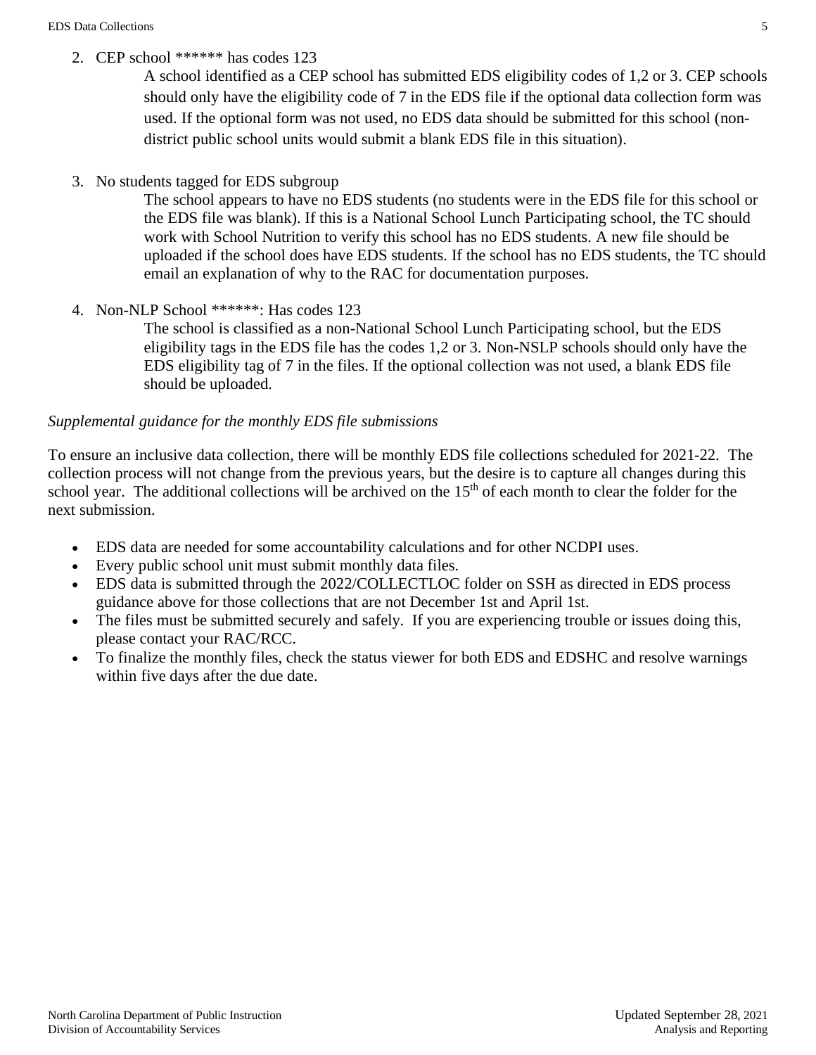2. CEP school ****** has codes 123

   A school identified as a CEP school has submitted EDS eligibility codes of 1,2 or 3. CEP schools should only have the eligibility code of 7 in the EDS file if the optional data collection form was used. If the optional form was not used, no EDS data should be submitted for this school (non-district public school units would submit a blank EDS file in this situation).

3. No students tagged for EDS subgroup

   The school appears to have no EDS students (no students were in the EDS file for this school or the EDS file was blank). If this is a National School Lunch Participating school, the TC should work with School Nutrition to verify this school has no EDS students. A new file should be uploaded if the school does have EDS students. If the school has no EDS students, the TC should email an explanation of why to the RAC for documentation purposes.

4. Non-NLP School ******: Has codes 123

   The school is classified as a non-National School Lunch Participating school, but the EDS eligibility tags in the EDS file has the codes 1,2 or 3. Non-NSLP schools should only have the EDS eligibility tag of 7 in the files. If the optional collection was not used, a blank EDS file should be uploaded.

*Supplemental guidance for the monthly EDS file submissions*

To ensure an inclusive data collection, there will be monthly EDS file collections scheduled for 2021-22. The collection process will not change from the previous years, but the desire is to capture all changes during this school year. The additional collections will be archived on the 15th of each month to clear the folder for the next submission.

- EDS data are needed for some accountability calculations and for other NCDPI uses.
- Every public school unit must submit monthly data files.
- EDS data is submitted through the 2022/COLLECTLOC folder on SSH as directed in EDS process guidance above for those collections that are not December 1st and April 1st.
- The files must be submitted securely and safely. If you are experiencing trouble or issues doing this, please contact your RAC/RCC.
- To finalize the monthly files, check the status viewer for both EDS and EDSHC and resolve warnings within five days after the due date.